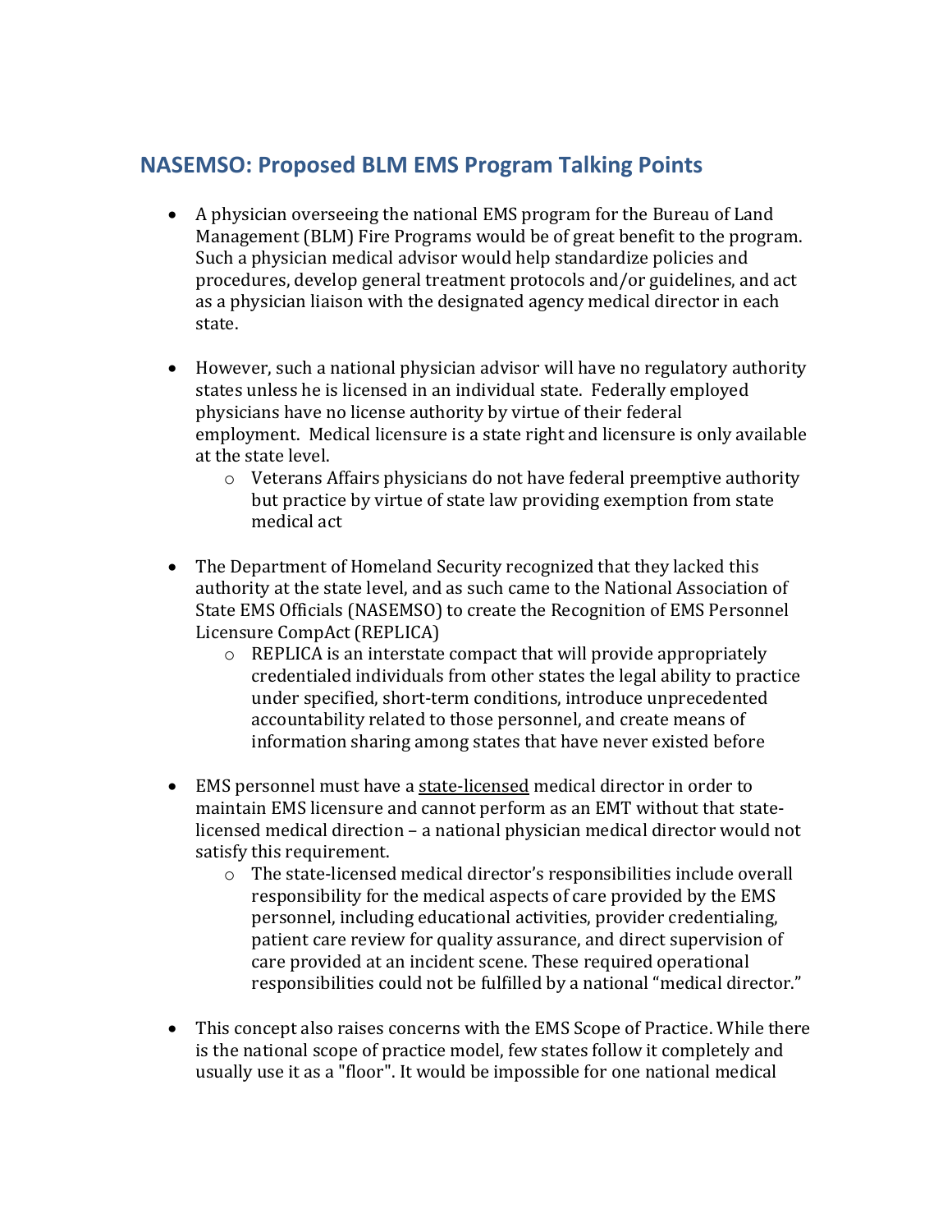## NASEMSO: Proposed BLM EMS Program Talking Points

- A physician overseeing the national EMS program for the Bureau of Land Management (BLM) Fire Programs would be of great benefit to the program. Such a physician medical advisor would help standardize policies and procedures, develop general treatment protocols and/or guidelines, and act as a physician liaison with the designated agency medical director in each state.

- However, such a national physician advisor will have no regulatory authority states unless he is licensed in an individual state. Federally employed physicians have no license authority by virtue of their federal employment. Medical licensure is a state right and licensure is only available at the state level.
  - Veterans Affairs physicians do not have federal preemptive authority but practice by virtue of state law providing exemption from state medical act

- The Department of Homeland Security recognized that they lacked this authority at the state level, and as such came to the National Association of State EMS Officials (NASEMSO) to create the Recognition of EMS Personnel Licensure CompAct (REPLICA)
  - REPLICA is an interstate compact that will provide appropriately credentialed individuals from other states the legal ability to practice under specified, short-term conditions, introduce unprecedented accountability related to those personnel, and create means of information sharing among states that have never existed before

- EMS personnel must have a <u>state-licensed</u> medical director in order to maintain EMS licensure and cannot perform as an EMT without that state-licensed medical direction – a national physician medical director would not satisfy this requirement.
  - The state-licensed medical director's responsibilities include overall responsibility for the medical aspects of care provided by the EMS personnel, including educational activities, provider credentialing, patient care review for quality assurance, and direct supervision of care provided at an incident scene. These required operational responsibilities could not be fulfilled by a national "medical director."

- This concept also raises concerns with the EMS Scope of Practice. While there is the national scope of practice model, few states follow it completely and usually use it as a "floor". It would be impossible for one national medical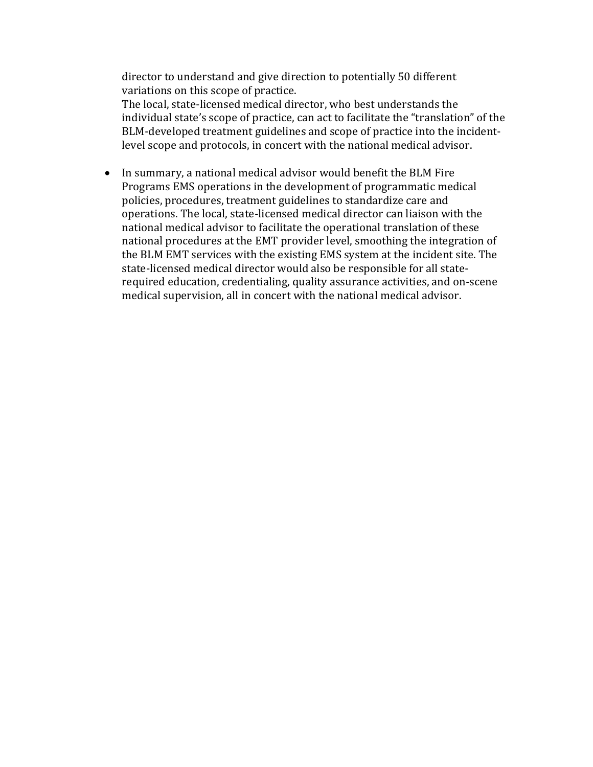director to understand and give direction to potentially 50 different variations on this scope of practice.
The local, state-licensed medical director, who best understands the individual state's scope of practice, can act to facilitate the "translation" of the BLM-developed treatment guidelines and scope of practice into the incident-level scope and protocols, in concert with the national medical advisor.

- In summary, a national medical advisor would benefit the BLM Fire Programs EMS operations in the development of programmatic medical policies, procedures, treatment guidelines to standardize care and operations. The local, state-licensed medical director can liaison with the national medical advisor to facilitate the operational translation of these national procedures at the EMT provider level, smoothing the integration of the BLM EMT services with the existing EMS system at the incident site. The state-licensed medical director would also be responsible for all state-required education, credentialing, quality assurance activities, and on-scene medical supervision, all in concert with the national medical advisor.